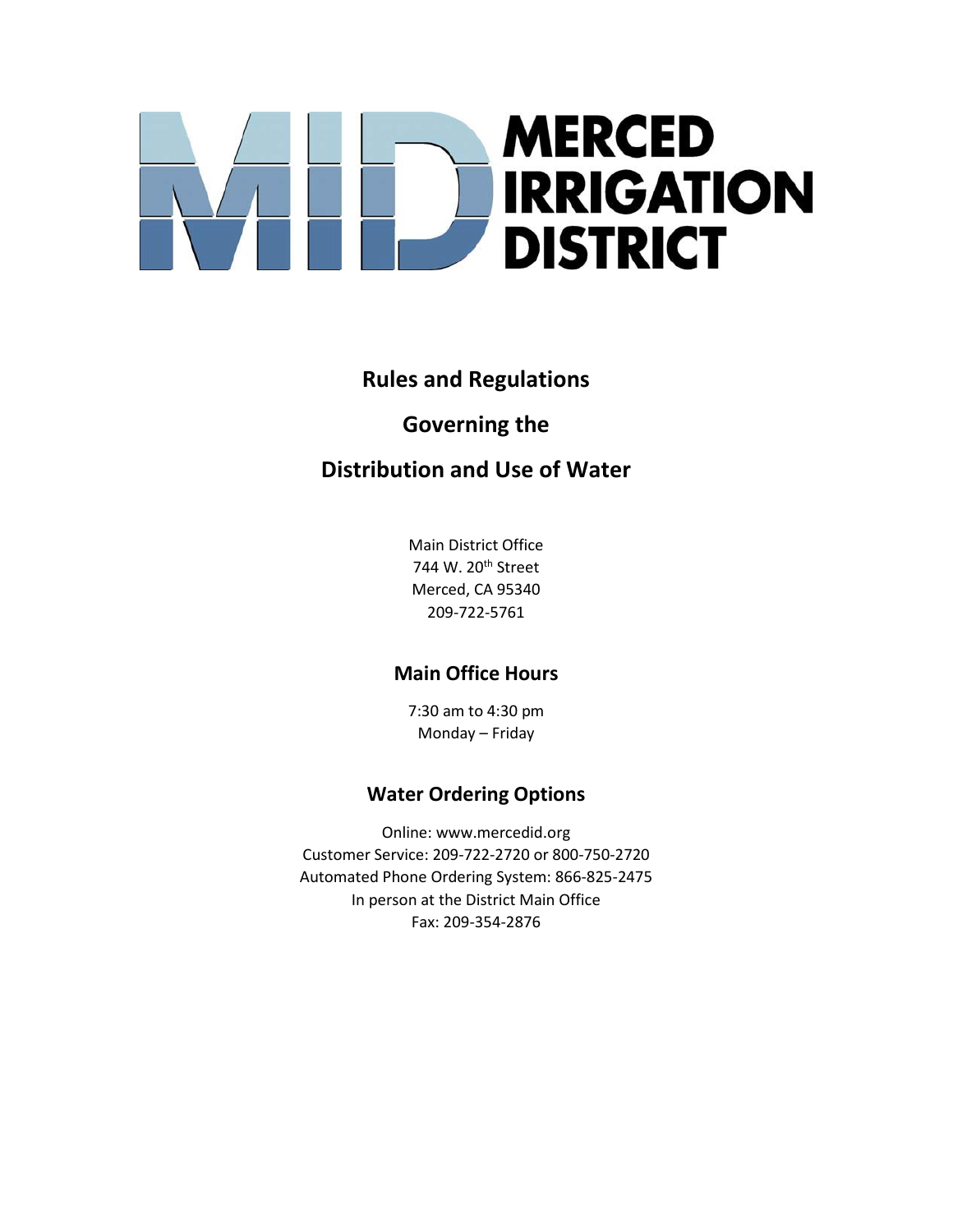# MERCED IRRIGATION DISTRICT

## Rules and Regulations

## Governing the

## Distribution and Use of Water

Main District Office
744 W. 20th Street
Merced, CA 95340
209-722-5761

### Main Office Hours

7:30 am to 4:30 pm
Monday – Friday

### Water Ordering Options

Online: www.mercedid.org
Customer Service: 209-722-2720 or 800-750-2720
Automated Phone Ordering System: 866-825-2475
In person at the District Main Office
Fax: 209-354-2876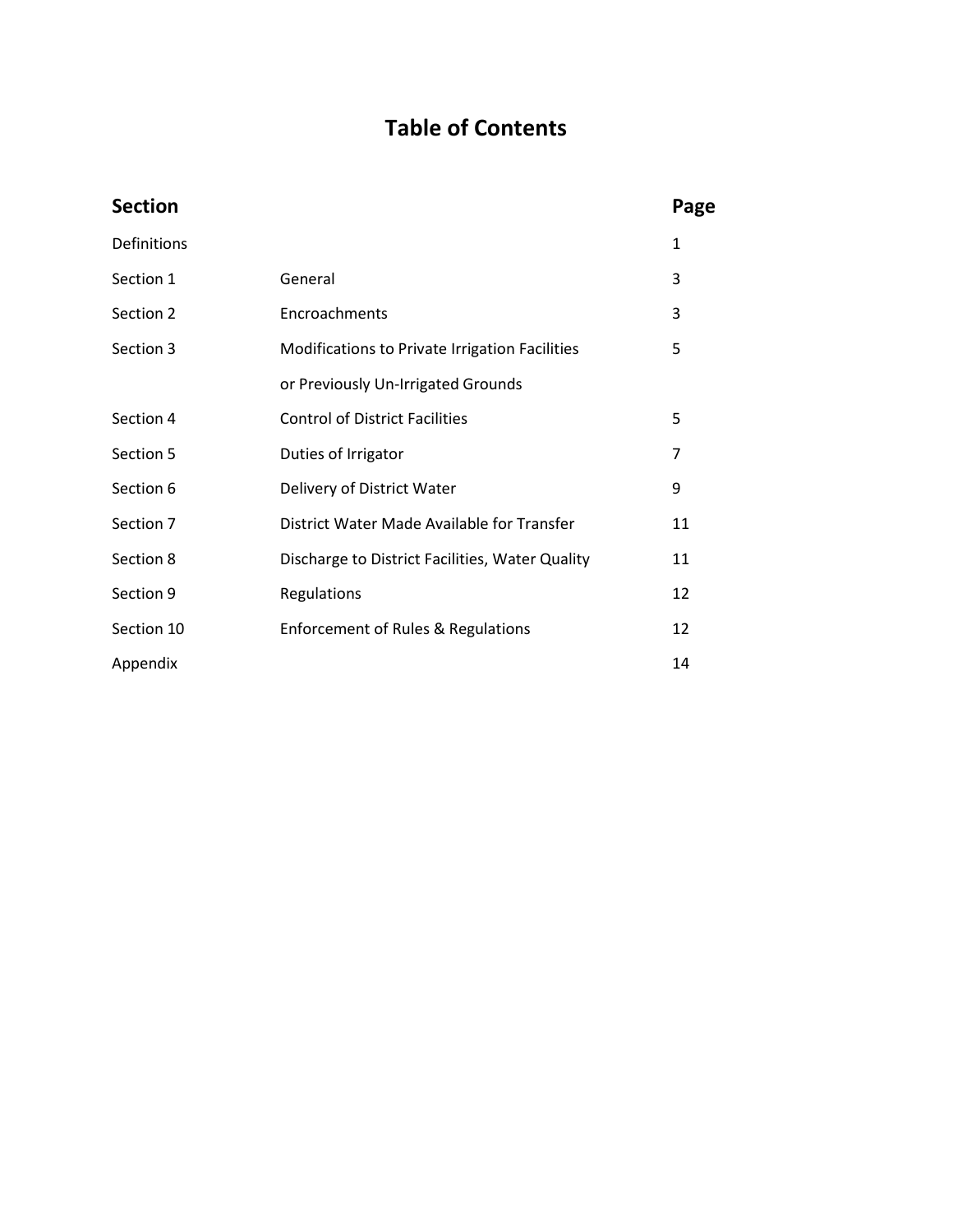# Table of Contents

| Section | | Page |
|---|---|---|
| Definitions | | 1 |
| Section 1 | General | 3 |
| Section 2 | Encroachments | 3 |
| Section 3 | Modifications to Private Irrigation Facilities or Previously Un-Irrigated Grounds | 5 |
| Section 4 | Control of District Facilities | 5 |
| Section 5 | Duties of Irrigator | 7 |
| Section 6 | Delivery of District Water | 9 |
| Section 7 | District Water Made Available for Transfer | 11 |
| Section 8 | Discharge to District Facilities, Water Quality | 11 |
| Section 9 | Regulations | 12 |
| Section 10 | Enforcement of Rules & Regulations | 12 |
| Appendix | | 14 |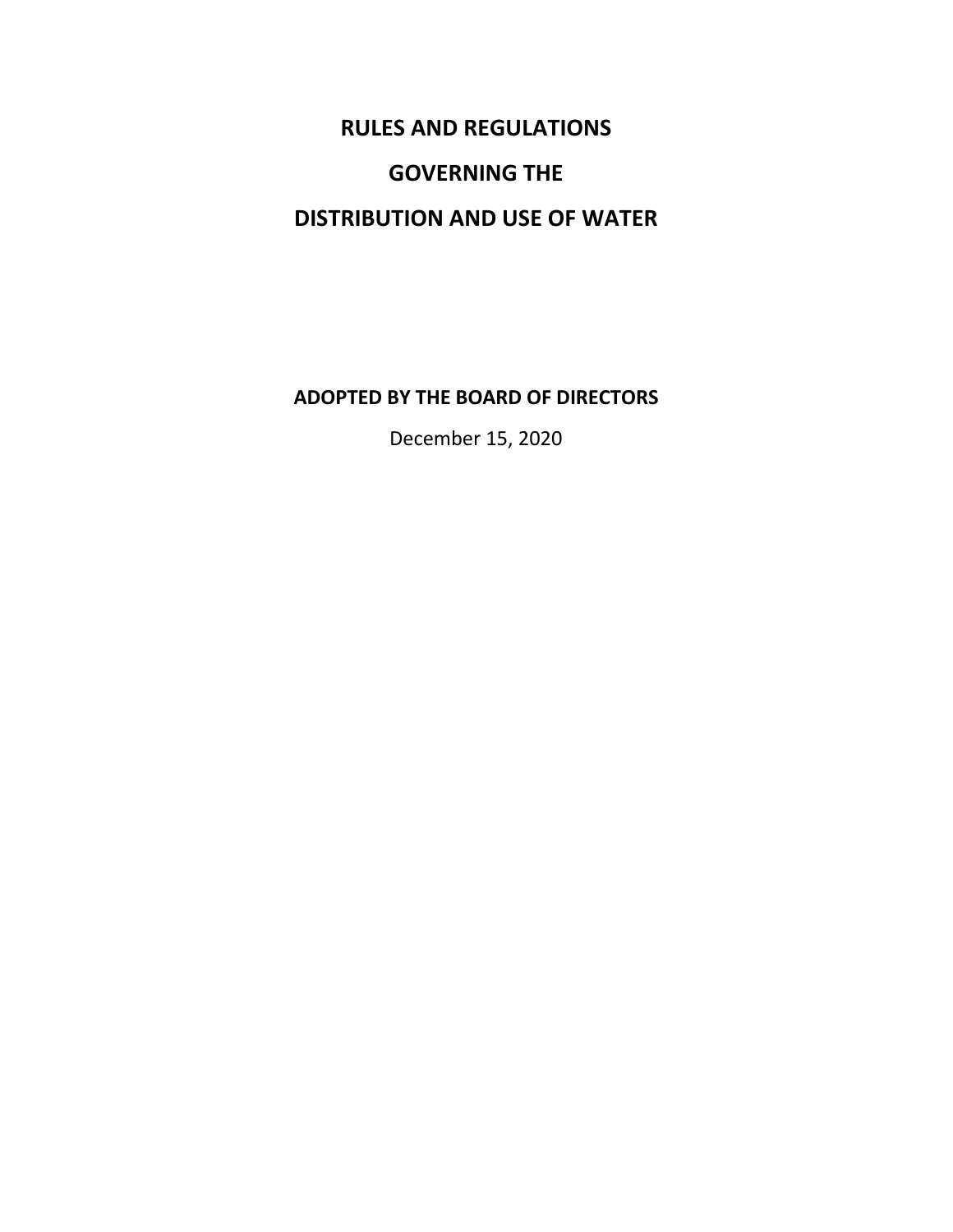# RULES AND REGULATIONS

# GOVERNING THE

# DISTRIBUTION AND USE OF WATER

**ADOPTED BY THE BOARD OF DIRECTORS**

December 15, 2020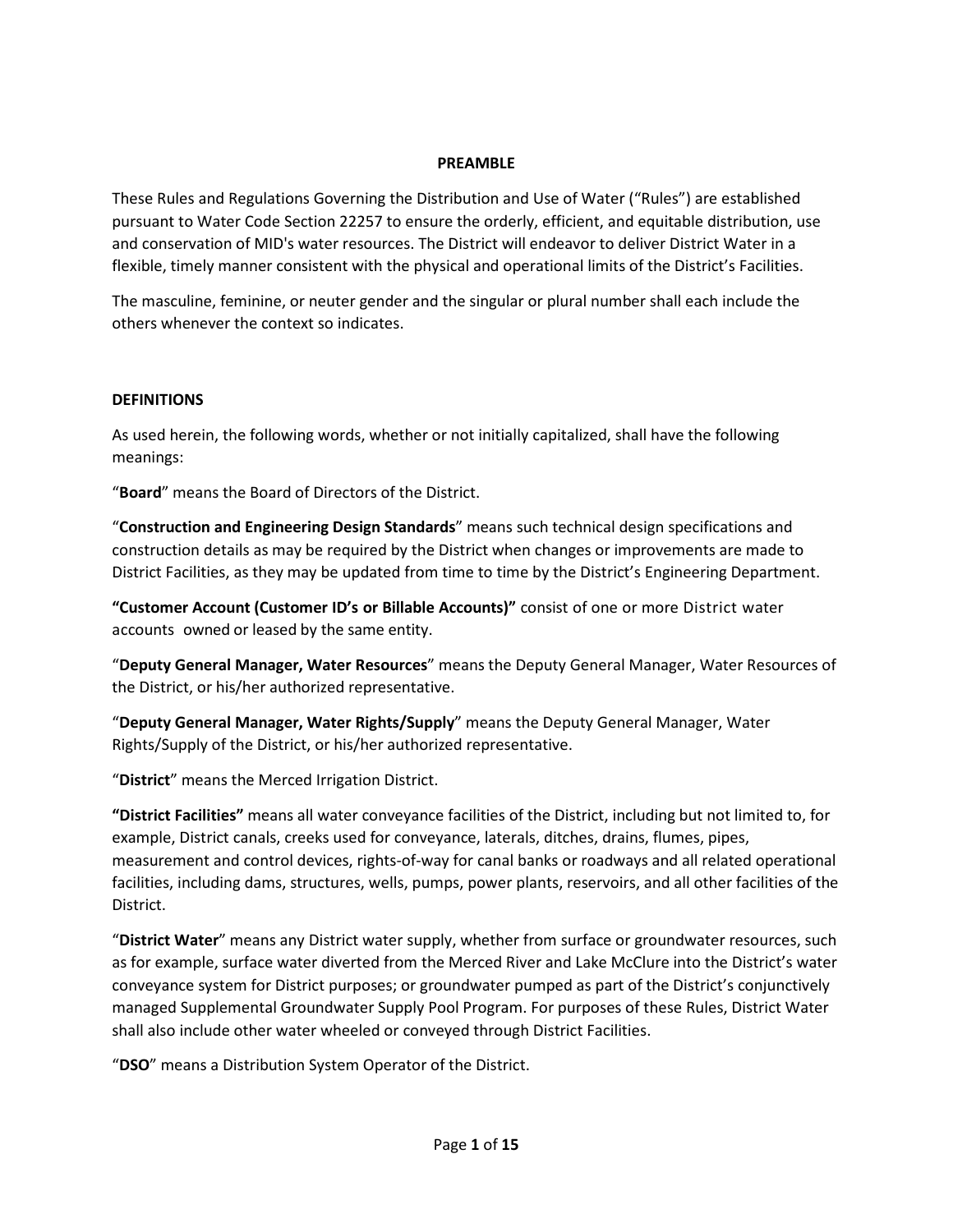## PREAMBLE

These Rules and Regulations Governing the Distribution and Use of Water ("Rules") are established pursuant to Water Code Section 22257 to ensure the orderly, efficient, and equitable distribution, use and conservation of MID's water resources. The District will endeavor to deliver District Water in a flexible, timely manner consistent with the physical and operational limits of the District's Facilities.

The masculine, feminine, or neuter gender and the singular or plural number shall each include the others whenever the context so indicates.

## DEFINITIONS

As used herein, the following words, whether or not initially capitalized, shall have the following meanings:

"**Board**" means the Board of Directors of the District.

"**Construction and Engineering Design Standards**" means such technical design specifications and construction details as may be required by the District when changes or improvements are made to District Facilities, as they may be updated from time to time by the District's Engineering Department.

**"Customer Account (Customer ID's or Billable Accounts)"** consist of one or more District water accounts owned or leased by the same entity.

"**Deputy General Manager, Water Resources**" means the Deputy General Manager, Water Resources of the District, or his/her authorized representative.

"**Deputy General Manager, Water Rights/Supply**" means the Deputy General Manager, Water Rights/Supply of the District, or his/her authorized representative.

"**District**" means the Merced Irrigation District.

**"District Facilities"** means all water conveyance facilities of the District, including but not limited to, for example, District canals, creeks used for conveyance, laterals, ditches, drains, flumes, pipes, measurement and control devices, rights-of-way for canal banks or roadways and all related operational facilities, including dams, structures, wells, pumps, power plants, reservoirs, and all other facilities of the District.

"**District Water**" means any District water supply, whether from surface or groundwater resources, such as for example, surface water diverted from the Merced River and Lake McClure into the District's water conveyance system for District purposes; or groundwater pumped as part of the District's conjunctively managed Supplemental Groundwater Supply Pool Program. For purposes of these Rules, District Water shall also include other water wheeled or conveyed through District Facilities.

"**DSO**" means a Distribution System Operator of the District.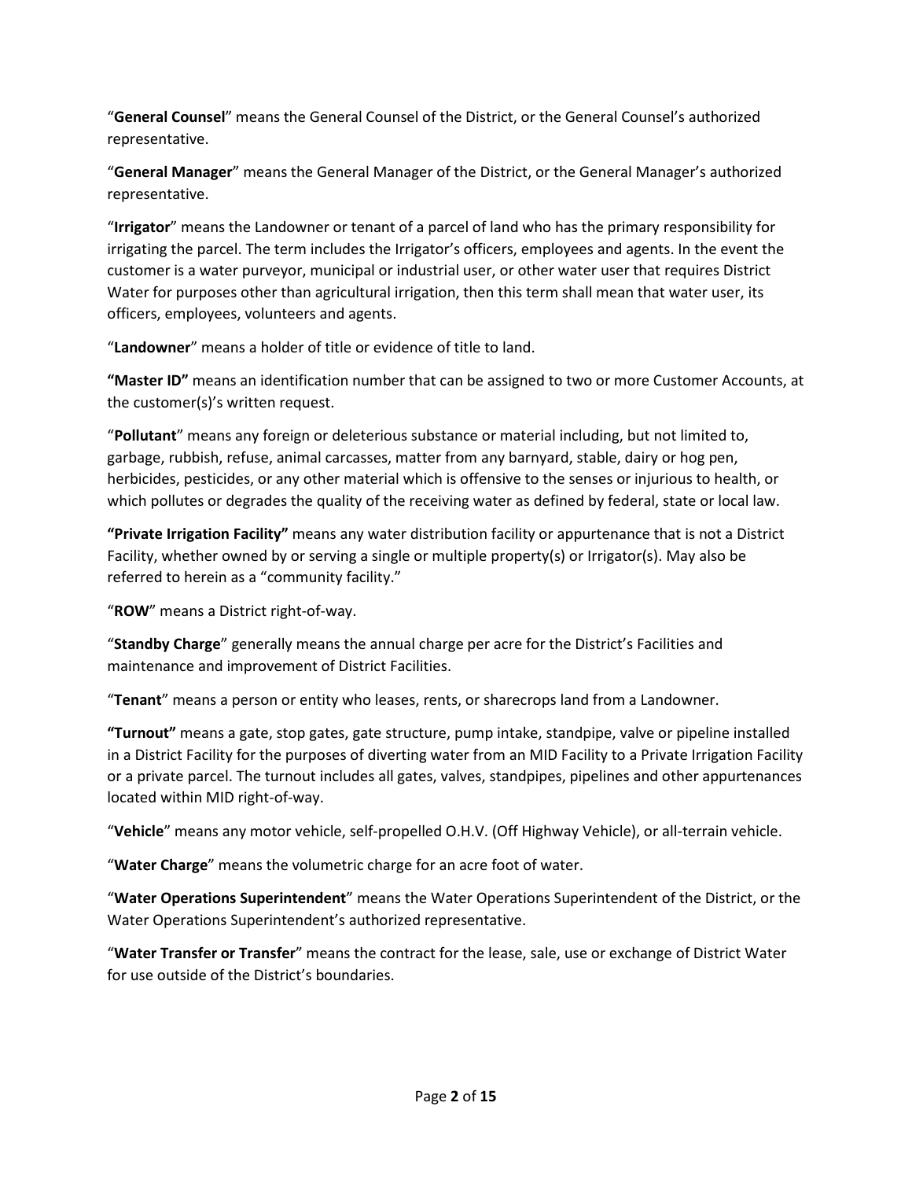"**General Counsel**" means the General Counsel of the District, or the General Counsel's authorized representative.

"**General Manager**" means the General Manager of the District, or the General Manager's authorized representative.

"**Irrigator**" means the Landowner or tenant of a parcel of land who has the primary responsibility for irrigating the parcel. The term includes the Irrigator's officers, employees and agents. In the event the customer is a water purveyor, municipal or industrial user, or other water user that requires District Water for purposes other than agricultural irrigation, then this term shall mean that water user, its officers, employees, volunteers and agents.

"**Landowner**" means a holder of title or evidence of title to land.

**"Master ID"** means an identification number that can be assigned to two or more Customer Accounts, at the customer(s)'s written request.

"**Pollutant**" means any foreign or deleterious substance or material including, but not limited to, garbage, rubbish, refuse, animal carcasses, matter from any barnyard, stable, dairy or hog pen, herbicides, pesticides, or any other material which is offensive to the senses or injurious to health, or which pollutes or degrades the quality of the receiving water as defined by federal, state or local law.

**"Private Irrigation Facility"** means any water distribution facility or appurtenance that is not a District Facility, whether owned by or serving a single or multiple property(s) or Irrigator(s). May also be referred to herein as a "community facility."

"**ROW**" means a District right-of-way.

"**Standby Charge**" generally means the annual charge per acre for the District's Facilities and maintenance and improvement of District Facilities.

"**Tenant**" means a person or entity who leases, rents, or sharecrops land from a Landowner.

**"Turnout"** means a gate, stop gates, gate structure, pump intake, standpipe, valve or pipeline installed in a District Facility for the purposes of diverting water from an MID Facility to a Private Irrigation Facility or a private parcel. The turnout includes all gates, valves, standpipes, pipelines and other appurtenances located within MID right-of-way.

"**Vehicle**" means any motor vehicle, self-propelled O.H.V. (Off Highway Vehicle), or all-terrain vehicle.

"**Water Charge**" means the volumetric charge for an acre foot of water.

"**Water Operations Superintendent**" means the Water Operations Superintendent of the District, or the Water Operations Superintendent's authorized representative.

"**Water Transfer or Transfer**" means the contract for the lease, sale, use or exchange of District Water for use outside of the District's boundaries.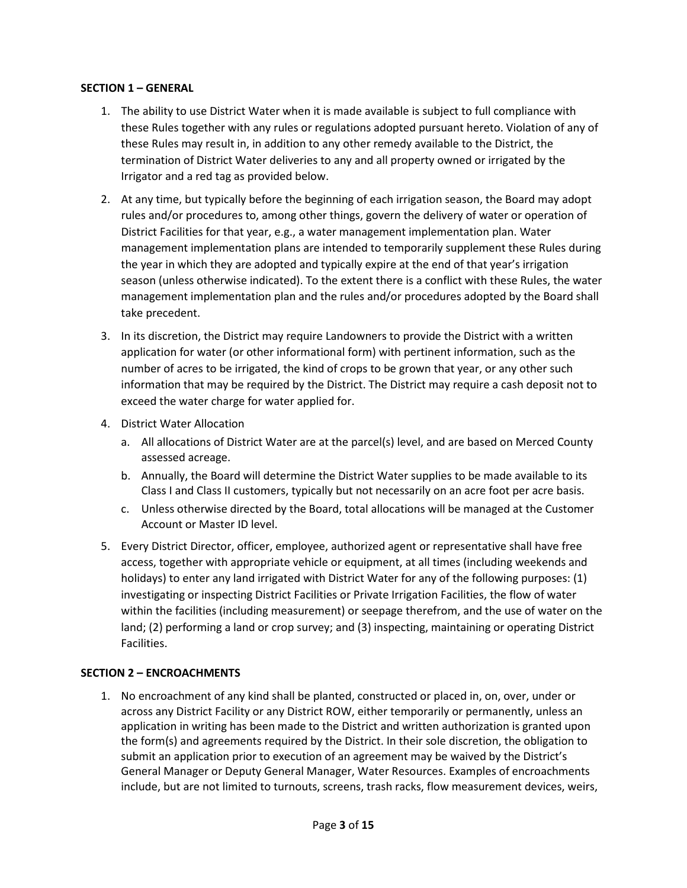**SECTION 1 – GENERAL**

1. The ability to use District Water when it is made available is subject to full compliance with these Rules together with any rules or regulations adopted pursuant hereto. Violation of any of these Rules may result in, in addition to any other remedy available to the District, the termination of District Water deliveries to any and all property owned or irrigated by the Irrigator and a red tag as provided below.

2. At any time, but typically before the beginning of each irrigation season, the Board may adopt rules and/or procedures to, among other things, govern the delivery of water or operation of District Facilities for that year, e.g., a water management implementation plan. Water management implementation plans are intended to temporarily supplement these Rules during the year in which they are adopted and typically expire at the end of that year's irrigation season (unless otherwise indicated). To the extent there is a conflict with these Rules, the water management implementation plan and the rules and/or procedures adopted by the Board shall take precedent.

3. In its discretion, the District may require Landowners to provide the District with a written application for water (or other informational form) with pertinent information, such as the number of acres to be irrigated, the kind of crops to be grown that year, or any other such information that may be required by the District. The District may require a cash deposit not to exceed the water charge for water applied for.

4. District Water Allocation
   a. All allocations of District Water are at the parcel(s) level, and are based on Merced County assessed acreage.
   b. Annually, the Board will determine the District Water supplies to be made available to its Class I and Class II customers, typically but not necessarily on an acre foot per acre basis.
   c. Unless otherwise directed by the Board, total allocations will be managed at the Customer Account or Master ID level.

5. Every District Director, officer, employee, authorized agent or representative shall have free access, together with appropriate vehicle or equipment, at all times (including weekends and holidays) to enter any land irrigated with District Water for any of the following purposes: (1) investigating or inspecting District Facilities or Private Irrigation Facilities, the flow of water within the facilities (including measurement) or seepage therefrom, and the use of water on the land; (2) performing a land or crop survey; and (3) inspecting, maintaining or operating District Facilities.

**SECTION 2 – ENCROACHMENTS**

1. No encroachment of any kind shall be planted, constructed or placed in, on, over, under or across any District Facility or any District ROW, either temporarily or permanently, unless an application in writing has been made to the District and written authorization is granted upon the form(s) and agreements required by the District. In their sole discretion, the obligation to submit an application prior to execution of an agreement may be waived by the District's General Manager or Deputy General Manager, Water Resources. Examples of encroachments include, but are not limited to turnouts, screens, trash racks, flow measurement devices, weirs,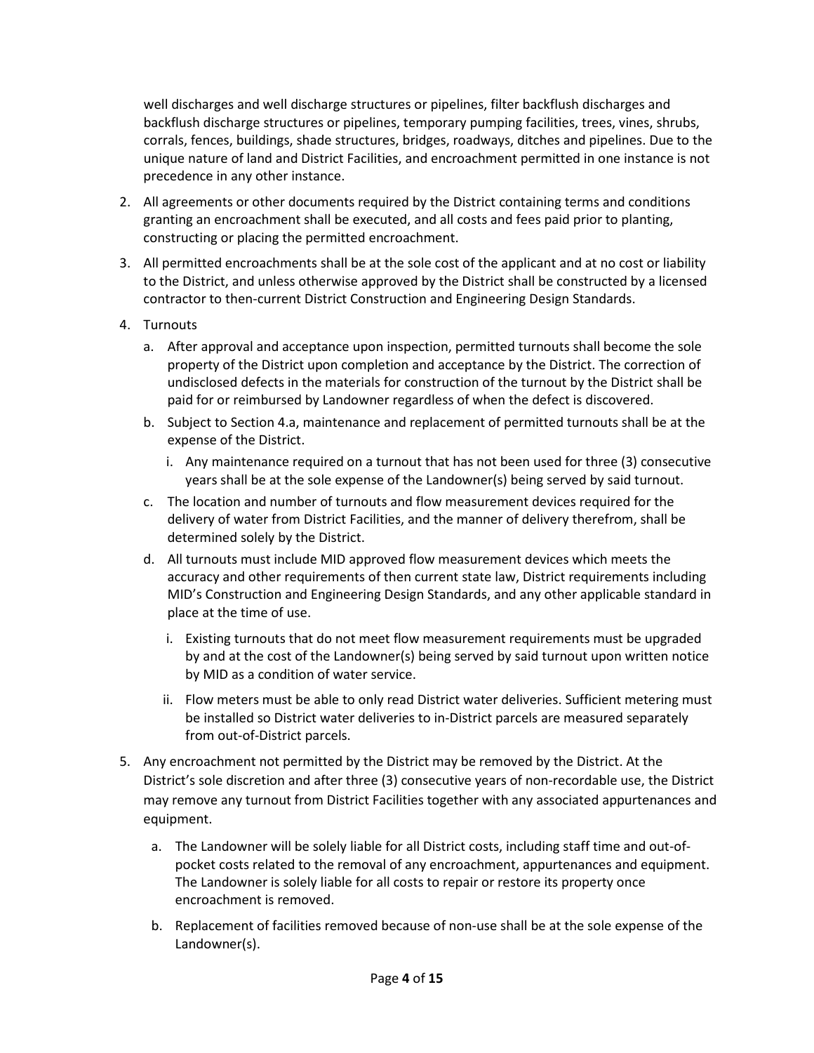well discharges and well discharge structures or pipelines, filter backflush discharges and backflush discharge structures or pipelines, temporary pumping facilities, trees, vines, shrubs, corrals, fences, buildings, shade structures, bridges, roadways, ditches and pipelines. Due to the unique nature of land and District Facilities, and encroachment permitted in one instance is not precedence in any other instance.

2. All agreements or other documents required by the District containing terms and conditions granting an encroachment shall be executed, and all costs and fees paid prior to planting, constructing or placing the permitted encroachment.

3. All permitted encroachments shall be at the sole cost of the applicant and at no cost or liability to the District, and unless otherwise approved by the District shall be constructed by a licensed contractor to then-current District Construction and Engineering Design Standards.

4. Turnouts

   a. After approval and acceptance upon inspection, permitted turnouts shall become the sole property of the District upon completion and acceptance by the District. The correction of undisclosed defects in the materials for construction of the turnout by the District shall be paid for or reimbursed by Landowner regardless of when the defect is discovered.

   b. Subject to Section 4.a, maintenance and replacement of permitted turnouts shall be at the expense of the District.

      i. Any maintenance required on a turnout that has not been used for three (3) consecutive years shall be at the sole expense of the Landowner(s) being served by said turnout.

   c. The location and number of turnouts and flow measurement devices required for the delivery of water from District Facilities, and the manner of delivery therefrom, shall be determined solely by the District.

   d. All turnouts must include MID approved flow measurement devices which meets the accuracy and other requirements of then current state law, District requirements including MID's Construction and Engineering Design Standards, and any other applicable standard in place at the time of use.

      i. Existing turnouts that do not meet flow measurement requirements must be upgraded by and at the cost of the Landowner(s) being served by said turnout upon written notice by MID as a condition of water service.

      ii. Flow meters must be able to only read District water deliveries. Sufficient metering must be installed so District water deliveries to in-District parcels are measured separately from out-of-District parcels.

5. Any encroachment not permitted by the District may be removed by the District. At the District's sole discretion and after three (3) consecutive years of non-recordable use, the District may remove any turnout from District Facilities together with any associated appurtenances and equipment.

   a. The Landowner will be solely liable for all District costs, including staff time and out-of-pocket costs related to the removal of any encroachment, appurtenances and equipment. The Landowner is solely liable for all costs to repair or restore its property once encroachment is removed.

   b. Replacement of facilities removed because of non-use shall be at the sole expense of the Landowner(s).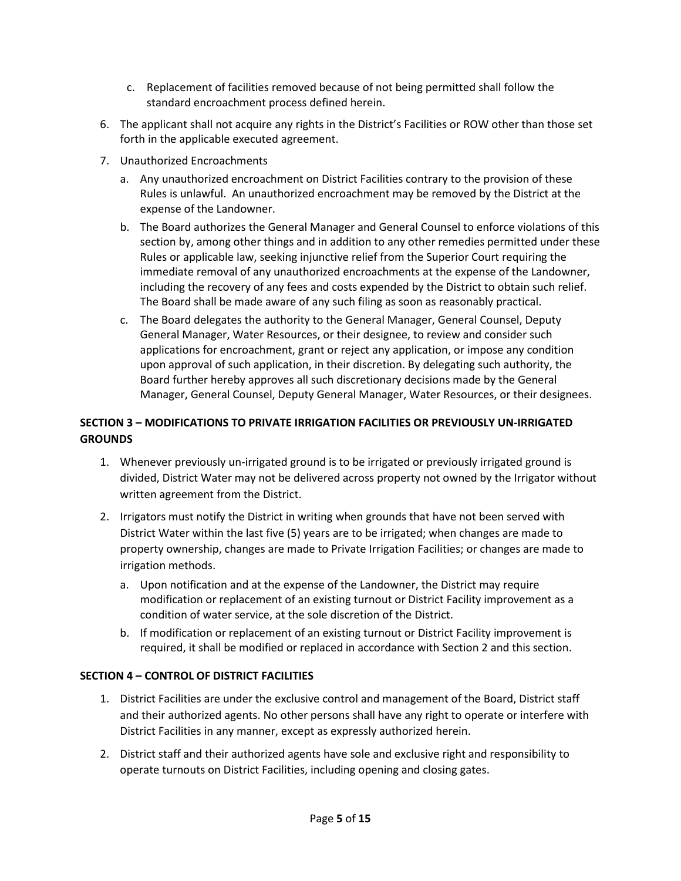c. Replacement of facilities removed because of not being permitted shall follow the standard encroachment process defined herein.

6. The applicant shall not acquire any rights in the District's Facilities or ROW other than those set forth in the applicable executed agreement.

7. Unauthorized Encroachments

   a. Any unauthorized encroachment on District Facilities contrary to the provision of these Rules is unlawful. An unauthorized encroachment may be removed by the District at the expense of the Landowner.

   b. The Board authorizes the General Manager and General Counsel to enforce violations of this section by, among other things and in addition to any other remedies permitted under these Rules or applicable law, seeking injunctive relief from the Superior Court requiring the immediate removal of any unauthorized encroachments at the expense of the Landowner, including the recovery of any fees and costs expended by the District to obtain such relief. The Board shall be made aware of any such filing as soon as reasonably practical.

   c. The Board delegates the authority to the General Manager, General Counsel, Deputy General Manager, Water Resources, or their designee, to review and consider such applications for encroachment, grant or reject any application, or impose any condition upon approval of such application, in their discretion. By delegating such authority, the Board further hereby approves all such discretionary decisions made by the General Manager, General Counsel, Deputy General Manager, Water Resources, or their designees.

## SECTION 3 – MODIFICATIONS TO PRIVATE IRRIGATION FACILITIES OR PREVIOUSLY UN-IRRIGATED GROUNDS

1. Whenever previously un-irrigated ground is to be irrigated or previously irrigated ground is divided, District Water may not be delivered across property not owned by the Irrigator without written agreement from the District.

2. Irrigators must notify the District in writing when grounds that have not been served with District Water within the last five (5) years are to be irrigated; when changes are made to property ownership, changes are made to Private Irrigation Facilities; or changes are made to irrigation methods.

   a. Upon notification and at the expense of the Landowner, the District may require modification or replacement of an existing turnout or District Facility improvement as a condition of water service, at the sole discretion of the District.

   b. If modification or replacement of an existing turnout or District Facility improvement is required, it shall be modified or replaced in accordance with Section 2 and this section.

## SECTION 4 – CONTROL OF DISTRICT FACILITIES

1. District Facilities are under the exclusive control and management of the Board, District staff and their authorized agents. No other persons shall have any right to operate or interfere with District Facilities in any manner, except as expressly authorized herein.

2. District staff and their authorized agents have sole and exclusive right and responsibility to operate turnouts on District Facilities, including opening and closing gates.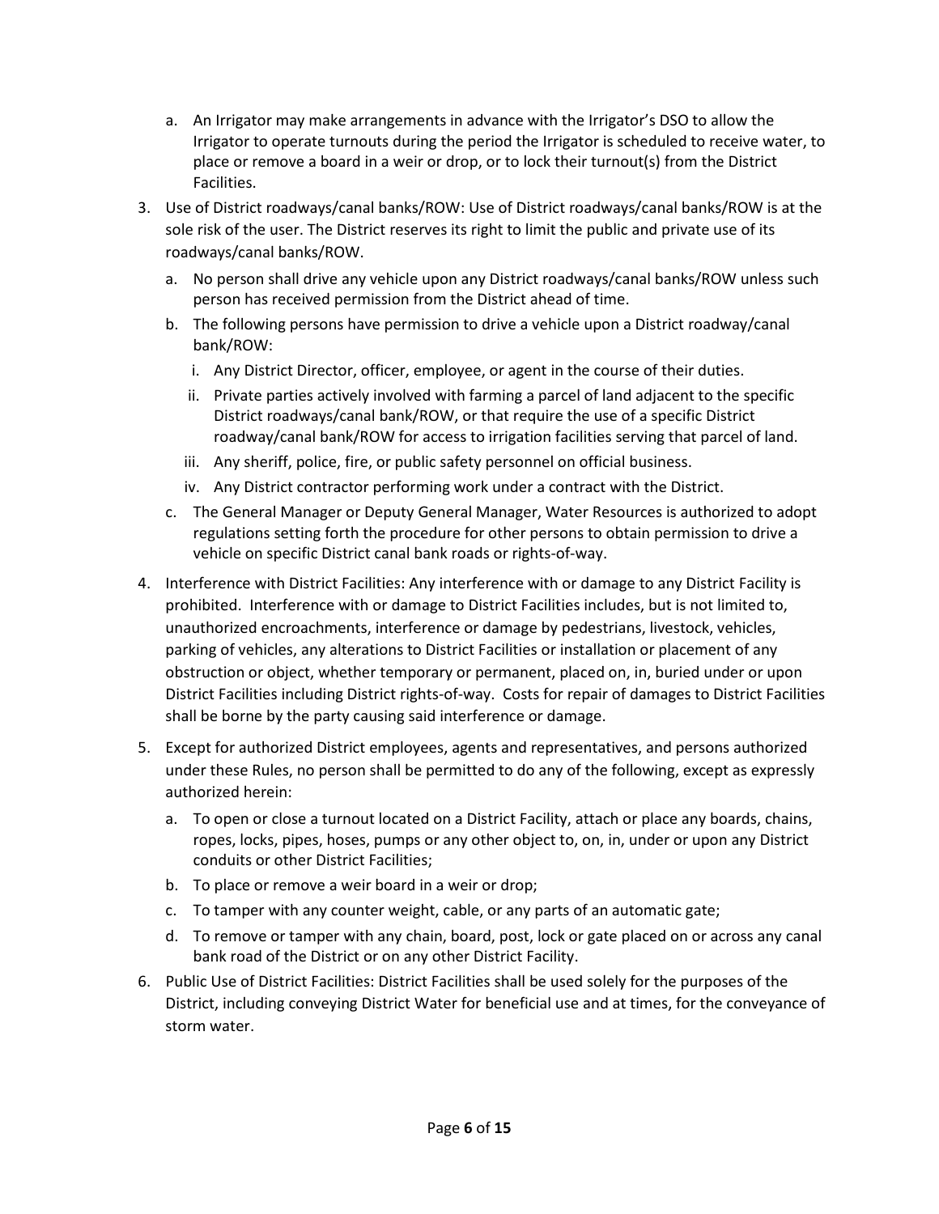a. An Irrigator may make arrangements in advance with the Irrigator's DSO to allow the Irrigator to operate turnouts during the period the Irrigator is scheduled to receive water, to place or remove a board in a weir or drop, or to lock their turnout(s) from the District Facilities.

3. Use of District roadways/canal banks/ROW: Use of District roadways/canal banks/ROW is at the sole risk of the user. The District reserves its right to limit the public and private use of its roadways/canal banks/ROW.
   a. No person shall drive any vehicle upon any District roadways/canal banks/ROW unless such person has received permission from the District ahead of time.
   b. The following persons have permission to drive a vehicle upon a District roadway/canal bank/ROW:
      i. Any District Director, officer, employee, or agent in the course of their duties.
      ii. Private parties actively involved with farming a parcel of land adjacent to the specific District roadways/canal bank/ROW, or that require the use of a specific District roadway/canal bank/ROW for access to irrigation facilities serving that parcel of land.
      iii. Any sheriff, police, fire, or public safety personnel on official business.
      iv. Any District contractor performing work under a contract with the District.
   c. The General Manager or Deputy General Manager, Water Resources is authorized to adopt regulations setting forth the procedure for other persons to obtain permission to drive a vehicle on specific District canal bank roads or rights-of-way.

4. Interference with District Facilities: Any interference with or damage to any District Facility is prohibited. Interference with or damage to District Facilities includes, but is not limited to, unauthorized encroachments, interference or damage by pedestrians, livestock, vehicles, parking of vehicles, any alterations to District Facilities or installation or placement of any obstruction or object, whether temporary or permanent, placed on, in, buried under or upon District Facilities including District rights-of-way. Costs for repair of damages to District Facilities shall be borne by the party causing said interference or damage.

5. Except for authorized District employees, agents and representatives, and persons authorized under these Rules, no person shall be permitted to do any of the following, except as expressly authorized herein:
   a. To open or close a turnout located on a District Facility, attach or place any boards, chains, ropes, locks, pipes, hoses, pumps or any other object to, on, in, under or upon any District conduits or other District Facilities;
   b. To place or remove a weir board in a weir or drop;
   c. To tamper with any counter weight, cable, or any parts of an automatic gate;
   d. To remove or tamper with any chain, board, post, lock or gate placed on or across any canal bank road of the District or on any other District Facility.

6. Public Use of District Facilities: District Facilities shall be used solely for the purposes of the District, including conveying District Water for beneficial use and at times, for the conveyance of storm water.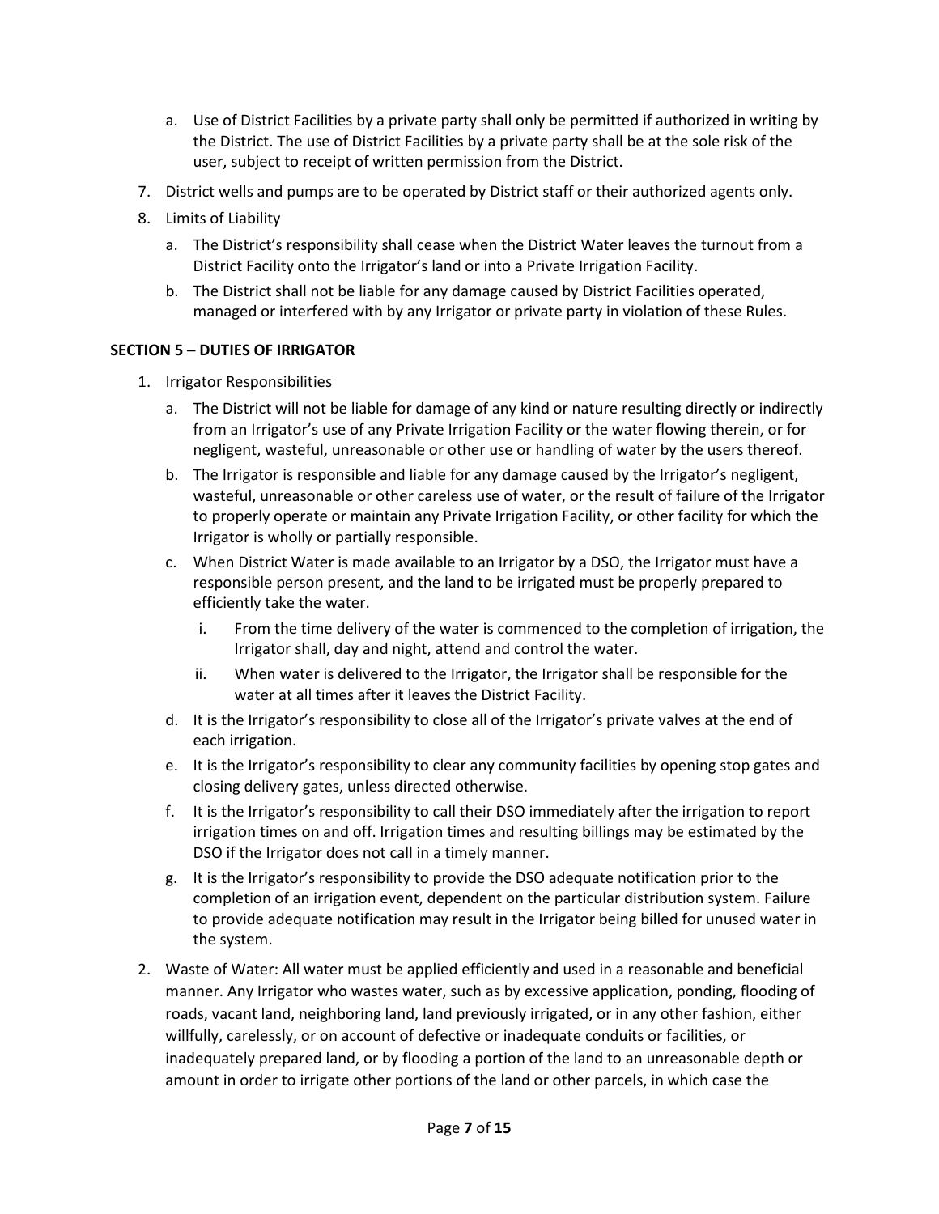a. Use of District Facilities by a private party shall only be permitted if authorized in writing by the District. The use of District Facilities by a private party shall be at the sole risk of the user, subject to receipt of written permission from the District.

7. District wells and pumps are to be operated by District staff or their authorized agents only.

8. Limits of Liability

   a. The District's responsibility shall cease when the District Water leaves the turnout from a District Facility onto the Irrigator's land or into a Private Irrigation Facility.

   b. The District shall not be liable for any damage caused by District Facilities operated, managed or interfered with by any Irrigator or private party in violation of these Rules.

**SECTION 5 – DUTIES OF IRRIGATOR**

1. Irrigator Responsibilities

   a. The District will not be liable for damage of any kind or nature resulting directly or indirectly from an Irrigator's use of any Private Irrigation Facility or the water flowing therein, or for negligent, wasteful, unreasonable or other use or handling of water by the users thereof.

   b. The Irrigator is responsible and liable for any damage caused by the Irrigator's negligent, wasteful, unreasonable or other careless use of water, or the result of failure of the Irrigator to properly operate or maintain any Private Irrigation Facility, or other facility for which the Irrigator is wholly or partially responsible.

   c. When District Water is made available to an Irrigator by a DSO, the Irrigator must have a responsible person present, and the land to be irrigated must be properly prepared to efficiently take the water.

      i. From the time delivery of the water is commenced to the completion of irrigation, the Irrigator shall, day and night, attend and control the water.

      ii. When water is delivered to the Irrigator, the Irrigator shall be responsible for the water at all times after it leaves the District Facility.

   d. It is the Irrigator's responsibility to close all of the Irrigator's private valves at the end of each irrigation.

   e. It is the Irrigator's responsibility to clear any community facilities by opening stop gates and closing delivery gates, unless directed otherwise.

   f. It is the Irrigator's responsibility to call their DSO immediately after the irrigation to report irrigation times on and off. Irrigation times and resulting billings may be estimated by the DSO if the Irrigator does not call in a timely manner.

   g. It is the Irrigator's responsibility to provide the DSO adequate notification prior to the completion of an irrigation event, dependent on the particular distribution system. Failure to provide adequate notification may result in the Irrigator being billed for unused water in the system.

2. Waste of Water: All water must be applied efficiently and used in a reasonable and beneficial manner. Any Irrigator who wastes water, such as by excessive application, ponding, flooding of roads, vacant land, neighboring land, land previously irrigated, or in any other fashion, either willfully, carelessly, or on account of defective or inadequate conduits or facilities, or inadequately prepared land, or by flooding a portion of the land to an unreasonable depth or amount in order to irrigate other portions of the land or other parcels, in which case the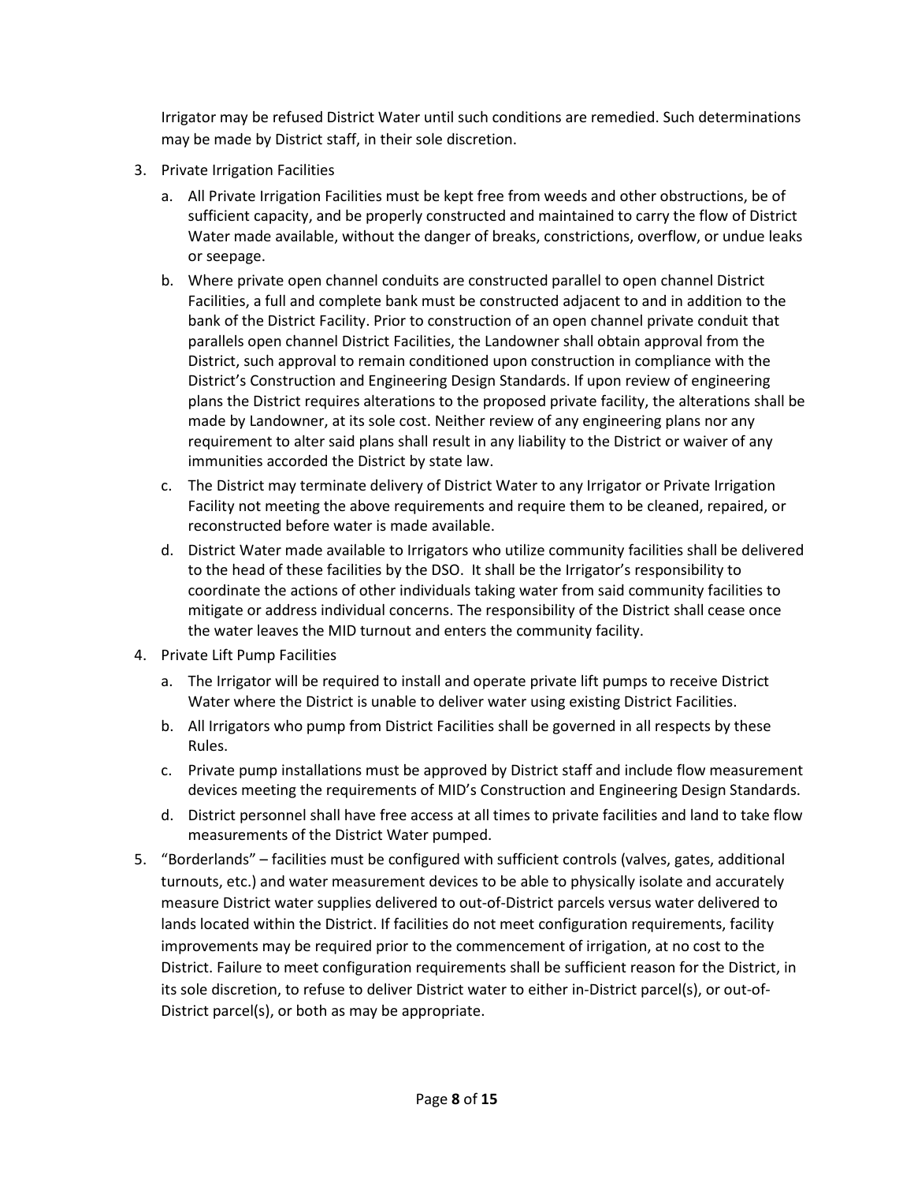Irrigator may be refused District Water until such conditions are remedied. Such determinations may be made by District staff, in their sole discretion.

3. Private Irrigation Facilities
   a. All Private Irrigation Facilities must be kept free from weeds and other obstructions, be of sufficient capacity, and be properly constructed and maintained to carry the flow of District Water made available, without the danger of breaks, constrictions, overflow, or undue leaks or seepage.
   b. Where private open channel conduits are constructed parallel to open channel District Facilities, a full and complete bank must be constructed adjacent to and in addition to the bank of the District Facility. Prior to construction of an open channel private conduit that parallels open channel District Facilities, the Landowner shall obtain approval from the District, such approval to remain conditioned upon construction in compliance with the District's Construction and Engineering Design Standards. If upon review of engineering plans the District requires alterations to the proposed private facility, the alterations shall be made by Landowner, at its sole cost. Neither review of any engineering plans nor any requirement to alter said plans shall result in any liability to the District or waiver of any immunities accorded the District by state law.
   c. The District may terminate delivery of District Water to any Irrigator or Private Irrigation Facility not meeting the above requirements and require them to be cleaned, repaired, or reconstructed before water is made available.
   d. District Water made available to Irrigators who utilize community facilities shall be delivered to the head of these facilities by the DSO. It shall be the Irrigator's responsibility to coordinate the actions of other individuals taking water from said community facilities to mitigate or address individual concerns. The responsibility of the District shall cease once the water leaves the MID turnout and enters the community facility.
4. Private Lift Pump Facilities
   a. The Irrigator will be required to install and operate private lift pumps to receive District Water where the District is unable to deliver water using existing District Facilities.
   b. All Irrigators who pump from District Facilities shall be governed in all respects by these Rules.
   c. Private pump installations must be approved by District staff and include flow measurement devices meeting the requirements of MID's Construction and Engineering Design Standards.
   d. District personnel shall have free access at all times to private facilities and land to take flow measurements of the District Water pumped.
5. "Borderlands" – facilities must be configured with sufficient controls (valves, gates, additional turnouts, etc.) and water measurement devices to be able to physically isolate and accurately measure District water supplies delivered to out-of-District parcels versus water delivered to lands located within the District. If facilities do not meet configuration requirements, facility improvements may be required prior to the commencement of irrigation, at no cost to the District. Failure to meet configuration requirements shall be sufficient reason for the District, in its sole discretion, to refuse to deliver District water to either in-District parcel(s), or out-of-District parcel(s), or both as may be appropriate.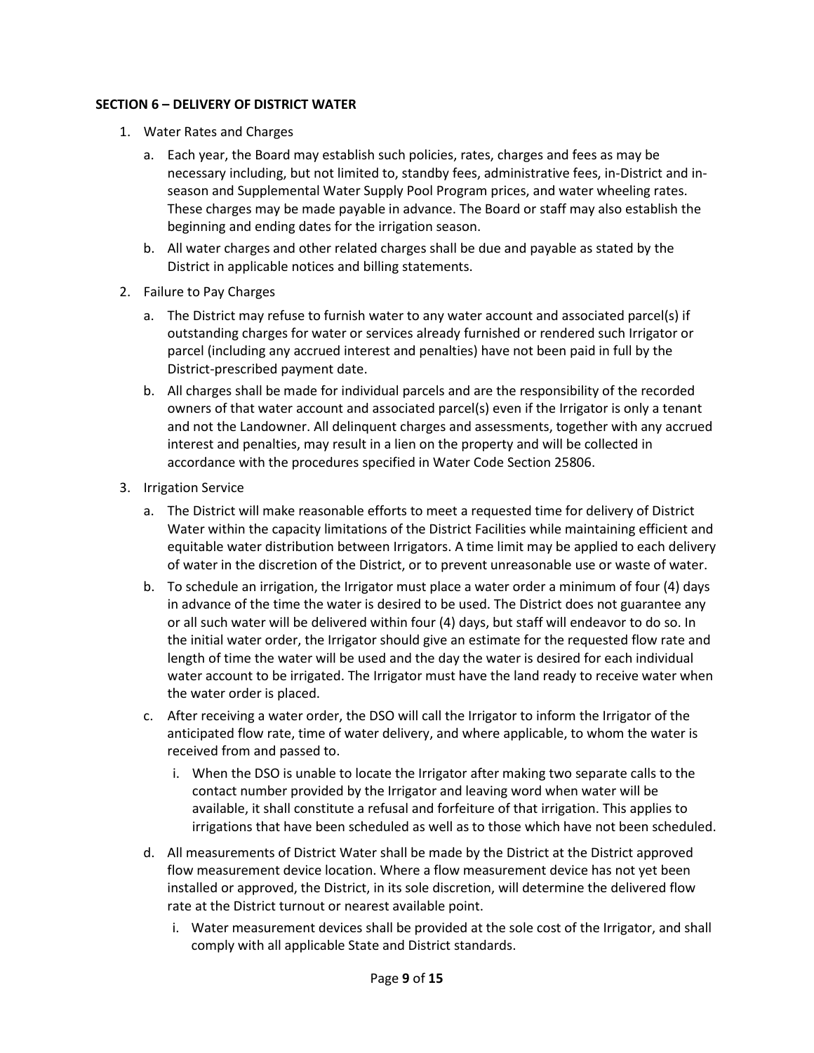**SECTION 6 – DELIVERY OF DISTRICT WATER**

1. Water Rates and Charges
   a. Each year, the Board may establish such policies, rates, charges and fees as may be necessary including, but not limited to, standby fees, administrative fees, in-District and in-season and Supplemental Water Supply Pool Program prices, and water wheeling rates. These charges may be made payable in advance. The Board or staff may also establish the beginning and ending dates for the irrigation season.
   b. All water charges and other related charges shall be due and payable as stated by the District in applicable notices and billing statements.
2. Failure to Pay Charges
   a. The District may refuse to furnish water to any water account and associated parcel(s) if outstanding charges for water or services already furnished or rendered such Irrigator or parcel (including any accrued interest and penalties) have not been paid in full by the District-prescribed payment date.
   b. All charges shall be made for individual parcels and are the responsibility of the recorded owners of that water account and associated parcel(s) even if the Irrigator is only a tenant and not the Landowner. All delinquent charges and assessments, together with any accrued interest and penalties, may result in a lien on the property and will be collected in accordance with the procedures specified in Water Code Section 25806.
3. Irrigation Service
   a. The District will make reasonable efforts to meet a requested time for delivery of District Water within the capacity limitations of the District Facilities while maintaining efficient and equitable water distribution between Irrigators. A time limit may be applied to each delivery of water in the discretion of the District, or to prevent unreasonable use or waste of water.
   b. To schedule an irrigation, the Irrigator must place a water order a minimum of four (4) days in advance of the time the water is desired to be used. The District does not guarantee any or all such water will be delivered within four (4) days, but staff will endeavor to do so. In the initial water order, the Irrigator should give an estimate for the requested flow rate and length of time the water will be used and the day the water is desired for each individual water account to be irrigated. The Irrigator must have the land ready to receive water when the water order is placed.
   c. After receiving a water order, the DSO will call the Irrigator to inform the Irrigator of the anticipated flow rate, time of water delivery, and where applicable, to whom the water is received from and passed to.
      i. When the DSO is unable to locate the Irrigator after making two separate calls to the contact number provided by the Irrigator and leaving word when water will be available, it shall constitute a refusal and forfeiture of that irrigation. This applies to irrigations that have been scheduled as well as to those which have not been scheduled.
   d. All measurements of District Water shall be made by the District at the District approved flow measurement device location. Where a flow measurement device has not yet been installed or approved, the District, in its sole discretion, will determine the delivered flow rate at the District turnout or nearest available point.
      i. Water measurement devices shall be provided at the sole cost of the Irrigator, and shall comply with all applicable State and District standards.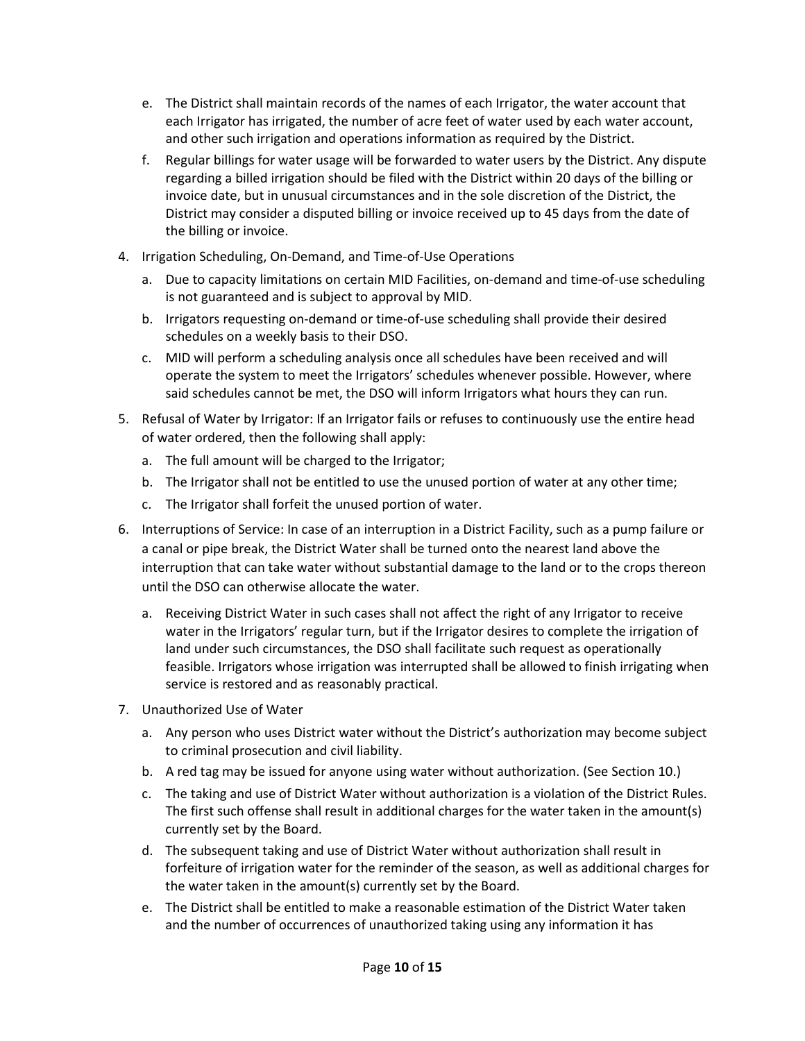e. The District shall maintain records of the names of each Irrigator, the water account that each Irrigator has irrigated, the number of acre feet of water used by each water account, and other such irrigation and operations information as required by the District.

f. Regular billings for water usage will be forwarded to water users by the District. Any dispute regarding a billed irrigation should be filed with the District within 20 days of the billing or invoice date, but in unusual circumstances and in the sole discretion of the District, the District may consider a disputed billing or invoice received up to 45 days from the date of the billing or invoice.

4. Irrigation Scheduling, On-Demand, and Time-of-Use Operations

   a. Due to capacity limitations on certain MID Facilities, on-demand and time-of-use scheduling is not guaranteed and is subject to approval by MID.

   b. Irrigators requesting on-demand or time-of-use scheduling shall provide their desired schedules on a weekly basis to their DSO.

   c. MID will perform a scheduling analysis once all schedules have been received and will operate the system to meet the Irrigators' schedules whenever possible. However, where said schedules cannot be met, the DSO will inform Irrigators what hours they can run.

5. Refusal of Water by Irrigator: If an Irrigator fails or refuses to continuously use the entire head of water ordered, then the following shall apply:

   a. The full amount will be charged to the Irrigator;

   b. The Irrigator shall not be entitled to use the unused portion of water at any other time;

   c. The Irrigator shall forfeit the unused portion of water.

6. Interruptions of Service: In case of an interruption in a District Facility, such as a pump failure or a canal or pipe break, the District Water shall be turned onto the nearest land above the interruption that can take water without substantial damage to the land or to the crops thereon until the DSO can otherwise allocate the water.

   a. Receiving District Water in such cases shall not affect the right of any Irrigator to receive water in the Irrigators' regular turn, but if the Irrigator desires to complete the irrigation of land under such circumstances, the DSO shall facilitate such request as operationally feasible. Irrigators whose irrigation was interrupted shall be allowed to finish irrigating when service is restored and as reasonably practical.

7. Unauthorized Use of Water

   a. Any person who uses District water without the District's authorization may become subject to criminal prosecution and civil liability.

   b. A red tag may be issued for anyone using water without authorization. (See Section 10.)

   c. The taking and use of District Water without authorization is a violation of the District Rules. The first such offense shall result in additional charges for the water taken in the amount(s) currently set by the Board.

   d. The subsequent taking and use of District Water without authorization shall result in forfeiture of irrigation water for the reminder of the season, as well as additional charges for the water taken in the amount(s) currently set by the Board.

   e. The District shall be entitled to make a reasonable estimation of the District Water taken and the number of occurrences of unauthorized taking using any information it has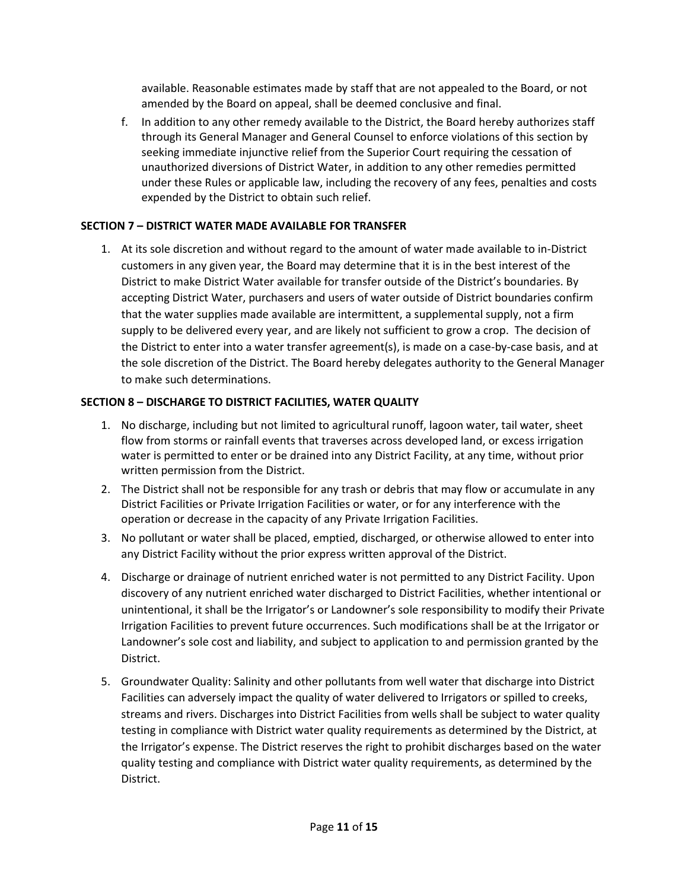available. Reasonable estimates made by staff that are not appealed to the Board, or not amended by the Board on appeal, shall be deemed conclusive and final.

f. In addition to any other remedy available to the District, the Board hereby authorizes staff through its General Manager and General Counsel to enforce violations of this section by seeking immediate injunctive relief from the Superior Court requiring the cessation of unauthorized diversions of District Water, in addition to any other remedies permitted under these Rules or applicable law, including the recovery of any fees, penalties and costs expended by the District to obtain such relief.

**SECTION 7 – DISTRICT WATER MADE AVAILABLE FOR TRANSFER**

1. At its sole discretion and without regard to the amount of water made available to in-District customers in any given year, the Board may determine that it is in the best interest of the District to make District Water available for transfer outside of the District's boundaries. By accepting District Water, purchasers and users of water outside of District boundaries confirm that the water supplies made available are intermittent, a supplemental supply, not a firm supply to be delivered every year, and are likely not sufficient to grow a crop. The decision of the District to enter into a water transfer agreement(s), is made on a case-by-case basis, and at the sole discretion of the District. The Board hereby delegates authority to the General Manager to make such determinations.

**SECTION 8 – DISCHARGE TO DISTRICT FACILITIES, WATER QUALITY**

1. No discharge, including but not limited to agricultural runoff, lagoon water, tail water, sheet flow from storms or rainfall events that traverses across developed land, or excess irrigation water is permitted to enter or be drained into any District Facility, at any time, without prior written permission from the District.
2. The District shall not be responsible for any trash or debris that may flow or accumulate in any District Facilities or Private Irrigation Facilities or water, or for any interference with the operation or decrease in the capacity of any Private Irrigation Facilities.
3. No pollutant or water shall be placed, emptied, discharged, or otherwise allowed to enter into any District Facility without the prior express written approval of the District.
4. Discharge or drainage of nutrient enriched water is not permitted to any District Facility. Upon discovery of any nutrient enriched water discharged to District Facilities, whether intentional or unintentional, it shall be the Irrigator's or Landowner's sole responsibility to modify their Private Irrigation Facilities to prevent future occurrences. Such modifications shall be at the Irrigator or Landowner's sole cost and liability, and subject to application to and permission granted by the District.
5. Groundwater Quality: Salinity and other pollutants from well water that discharge into District Facilities can adversely impact the quality of water delivered to Irrigators or spilled to creeks, streams and rivers. Discharges into District Facilities from wells shall be subject to water quality testing in compliance with District water quality requirements as determined by the District, at the Irrigator's expense. The District reserves the right to prohibit discharges based on the water quality testing and compliance with District water quality requirements, as determined by the District.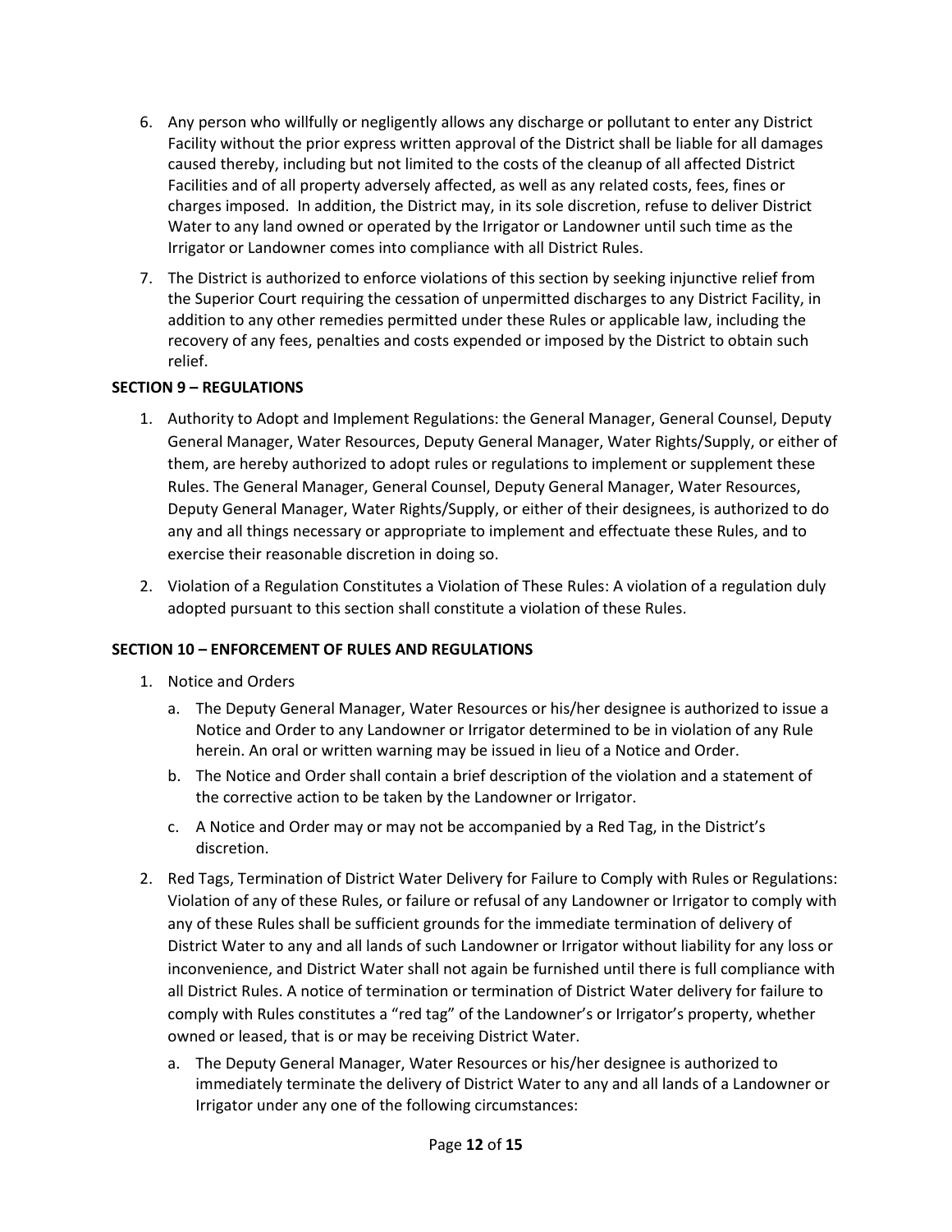6. Any person who willfully or negligently allows any discharge or pollutant to enter any District Facility without the prior express written approval of the District shall be liable for all damages caused thereby, including but not limited to the costs of the cleanup of all affected District Facilities and of all property adversely affected, as well as any related costs, fees, fines or charges imposed. In addition, the District may, in its sole discretion, refuse to deliver District Water to any land owned or operated by the Irrigator or Landowner until such time as the Irrigator or Landowner comes into compliance with all District Rules.

7. The District is authorized to enforce violations of this section by seeking injunctive relief from the Superior Court requiring the cessation of unpermitted discharges to any District Facility, in addition to any other remedies permitted under these Rules or applicable law, including the recovery of any fees, penalties and costs expended or imposed by the District to obtain such relief.

**SECTION 9 – REGULATIONS**

1. Authority to Adopt and Implement Regulations: the General Manager, General Counsel, Deputy General Manager, Water Resources, Deputy General Manager, Water Rights/Supply, or either of them, are hereby authorized to adopt rules or regulations to implement or supplement these Rules. The General Manager, General Counsel, Deputy General Manager, Water Resources, Deputy General Manager, Water Rights/Supply, or either of their designees, is authorized to do any and all things necessary or appropriate to implement and effectuate these Rules, and to exercise their reasonable discretion in doing so.

2. Violation of a Regulation Constitutes a Violation of These Rules: A violation of a regulation duly adopted pursuant to this section shall constitute a violation of these Rules.

**SECTION 10 – ENFORCEMENT OF RULES AND REGULATIONS**

1. Notice and Orders
   a. The Deputy General Manager, Water Resources or his/her designee is authorized to issue a Notice and Order to any Landowner or Irrigator determined to be in violation of any Rule herein. An oral or written warning may be issued in lieu of a Notice and Order.
   b. The Notice and Order shall contain a brief description of the violation and a statement of the corrective action to be taken by the Landowner or Irrigator.
   c. A Notice and Order may or may not be accompanied by a Red Tag, in the District's discretion.

2. Red Tags, Termination of District Water Delivery for Failure to Comply with Rules or Regulations: Violation of any of these Rules, or failure or refusal of any Landowner or Irrigator to comply with any of these Rules shall be sufficient grounds for the immediate termination of delivery of District Water to any and all lands of such Landowner or Irrigator without liability for any loss or inconvenience, and District Water shall not again be furnished until there is full compliance with all District Rules. A notice of termination or termination of District Water delivery for failure to comply with Rules constitutes a "red tag" of the Landowner's or Irrigator's property, whether owned or leased, that is or may be receiving District Water.
   a. The Deputy General Manager, Water Resources or his/her designee is authorized to immediately terminate the delivery of District Water to any and all lands of a Landowner or Irrigator under any one of the following circumstances: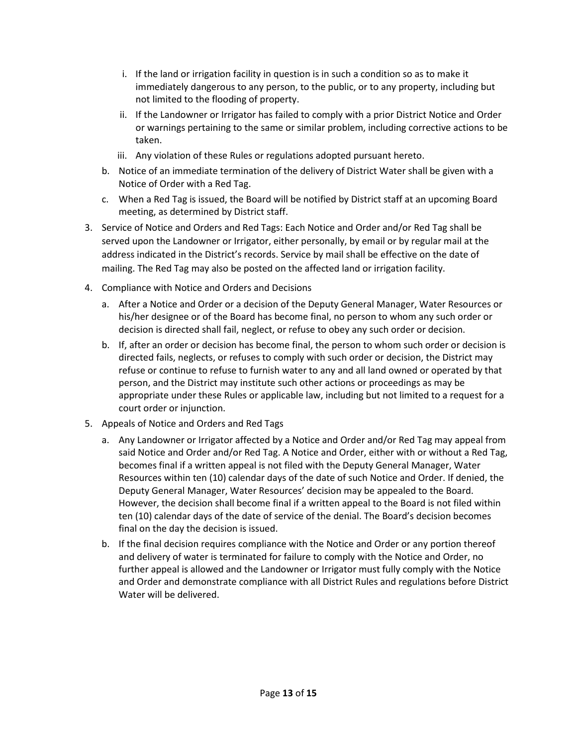i. If the land or irrigation facility in question is in such a condition so as to make it immediately dangerous to any person, to the public, or to any property, including but not limited to the flooding of property.
   ii. If the Landowner or Irrigator has failed to comply with a prior District Notice and Order or warnings pertaining to the same or similar problem, including corrective actions to be taken.
   iii. Any violation of these Rules or regulations adopted pursuant hereto.

   b. Notice of an immediate termination of the delivery of District Water shall be given with a Notice of Order with a Red Tag.

   c. When a Red Tag is issued, the Board will be notified by District staff at an upcoming Board meeting, as determined by District staff.

3. Service of Notice and Orders and Red Tags: Each Notice and Order and/or Red Tag shall be served upon the Landowner or Irrigator, either personally, by email or by regular mail at the address indicated in the District's records. Service by mail shall be effective on the date of mailing. The Red Tag may also be posted on the affected land or irrigation facility.

4. Compliance with Notice and Orders and Decisions

   a. After a Notice and Order or a decision of the Deputy General Manager, Water Resources or his/her designee or of the Board has become final, no person to whom any such order or decision is directed shall fail, neglect, or refuse to obey any such order or decision.

   b. If, after an order or decision has become final, the person to whom such order or decision is directed fails, neglects, or refuses to comply with such order or decision, the District may refuse or continue to refuse to furnish water to any and all land owned or operated by that person, and the District may institute such other actions or proceedings as may be appropriate under these Rules or applicable law, including but not limited to a request for a court order or injunction.

5. Appeals of Notice and Orders and Red Tags

   a. Any Landowner or Irrigator affected by a Notice and Order and/or Red Tag may appeal from said Notice and Order and/or Red Tag. A Notice and Order, either with or without a Red Tag, becomes final if a written appeal is not filed with the Deputy General Manager, Water Resources within ten (10) calendar days of the date of such Notice and Order. If denied, the Deputy General Manager, Water Resources' decision may be appealed to the Board. However, the decision shall become final if a written appeal to the Board is not filed within ten (10) calendar days of the date of service of the denial. The Board's decision becomes final on the day the decision is issued.

   b. If the final decision requires compliance with the Notice and Order or any portion thereof and delivery of water is terminated for failure to comply with the Notice and Order, no further appeal is allowed and the Landowner or Irrigator must fully comply with the Notice and Order and demonstrate compliance with all District Rules and regulations before District Water will be delivered.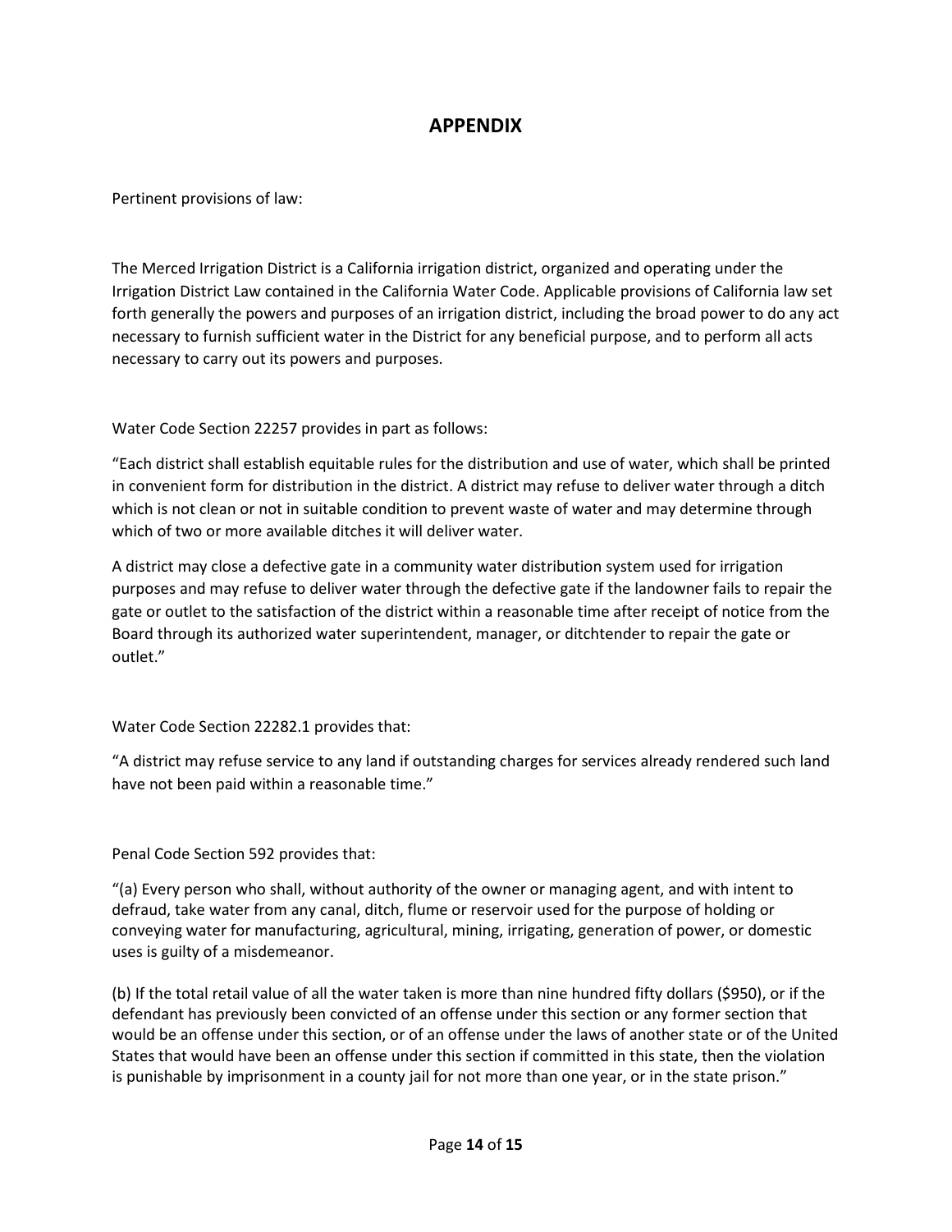# APPENDIX

Pertinent provisions of law:

The Merced Irrigation District is a California irrigation district, organized and operating under the Irrigation District Law contained in the California Water Code. Applicable provisions of California law set forth generally the powers and purposes of an irrigation district, including the broad power to do any act necessary to furnish sufficient water in the District for any beneficial purpose, and to perform all acts necessary to carry out its powers and purposes.

Water Code Section 22257 provides in part as follows:

"Each district shall establish equitable rules for the distribution and use of water, which shall be printed in convenient form for distribution in the district. A district may refuse to deliver water through a ditch which is not clean or not in suitable condition to prevent waste of water and may determine through which of two or more available ditches it will deliver water.

A district may close a defective gate in a community water distribution system used for irrigation purposes and may refuse to deliver water through the defective gate if the landowner fails to repair the gate or outlet to the satisfaction of the district within a reasonable time after receipt of notice from the Board through its authorized water superintendent, manager, or ditchtender to repair the gate or outlet."

Water Code Section 22282.1 provides that:

"A district may refuse service to any land if outstanding charges for services already rendered such land have not been paid within a reasonable time."

Penal Code Section 592 provides that:

"(a) Every person who shall, without authority of the owner or managing agent, and with intent to defraud, take water from any canal, ditch, flume or reservoir used for the purpose of holding or conveying water for manufacturing, agricultural, mining, irrigating, generation of power, or domestic uses is guilty of a misdemeanor.

(b) If the total retail value of all the water taken is more than nine hundred fifty dollars ($950), or if the defendant has previously been convicted of an offense under this section or any former section that would be an offense under this section, or of an offense under the laws of another state or of the United States that would have been an offense under this section if committed in this state, then the violation is punishable by imprisonment in a county jail for not more than one year, or in the state prison."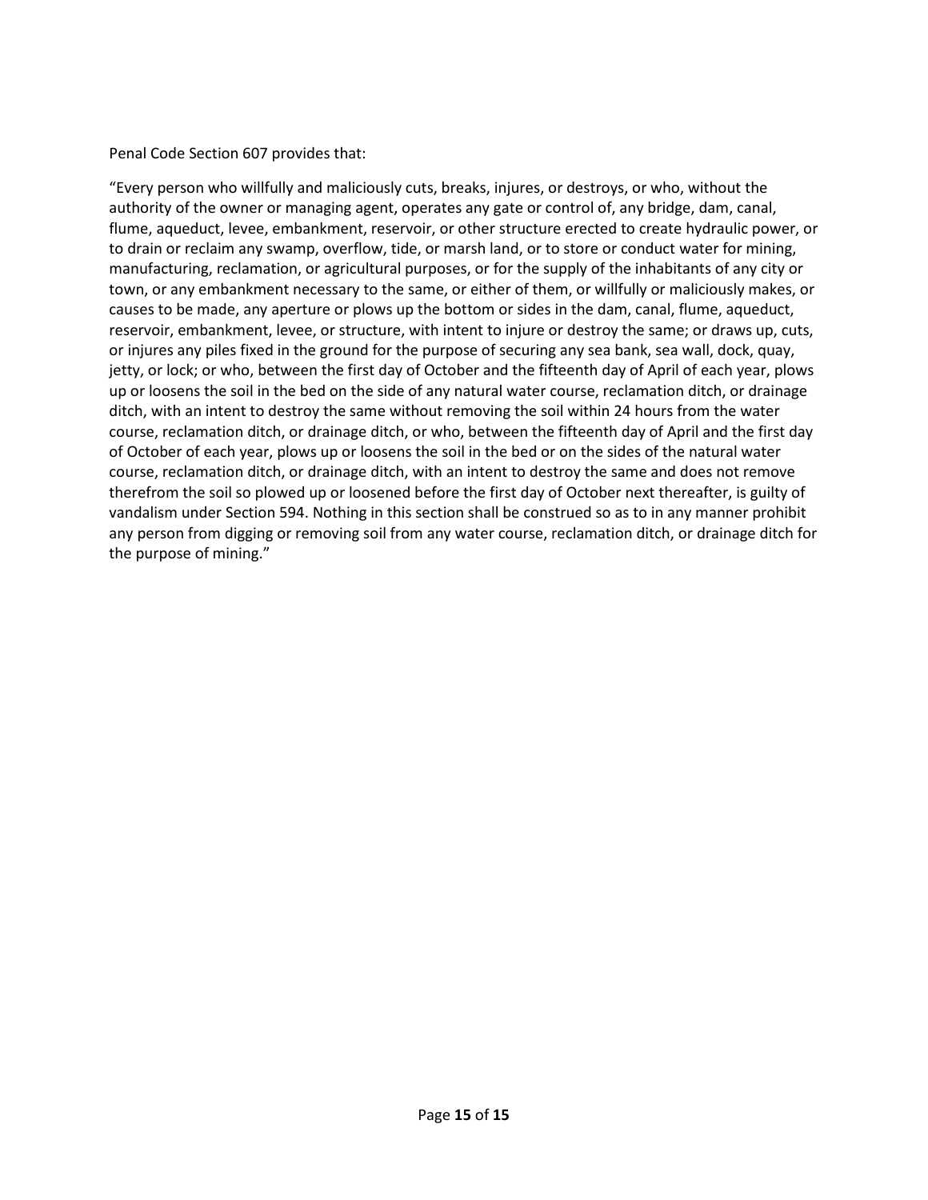Penal Code Section 607 provides that:

"Every person who willfully and maliciously cuts, breaks, injures, or destroys, or who, without the authority of the owner or managing agent, operates any gate or control of, any bridge, dam, canal, flume, aqueduct, levee, embankment, reservoir, or other structure erected to create hydraulic power, or to drain or reclaim any swamp, overflow, tide, or marsh land, or to store or conduct water for mining, manufacturing, reclamation, or agricultural purposes, or for the supply of the inhabitants of any city or town, or any embankment necessary to the same, or either of them, or willfully or maliciously makes, or causes to be made, any aperture or plows up the bottom or sides in the dam, canal, flume, aqueduct, reservoir, embankment, levee, or structure, with intent to injure or destroy the same; or draws up, cuts, or injures any piles fixed in the ground for the purpose of securing any sea bank, sea wall, dock, quay, jetty, or lock; or who, between the first day of October and the fifteenth day of April of each year, plows up or loosens the soil in the bed on the side of any natural water course, reclamation ditch, or drainage ditch, with an intent to destroy the same without removing the soil within 24 hours from the water course, reclamation ditch, or drainage ditch, or who, between the fifteenth day of April and the first day of October of each year, plows up or loosens the soil in the bed or on the sides of the natural water course, reclamation ditch, or drainage ditch, with an intent to destroy the same and does not remove therefrom the soil so plowed up or loosened before the first day of October next thereafter, is guilty of vandalism under Section 594. Nothing in this section shall be construed so as to in any manner prohibit any person from digging or removing soil from any water course, reclamation ditch, or drainage ditch for the purpose of mining."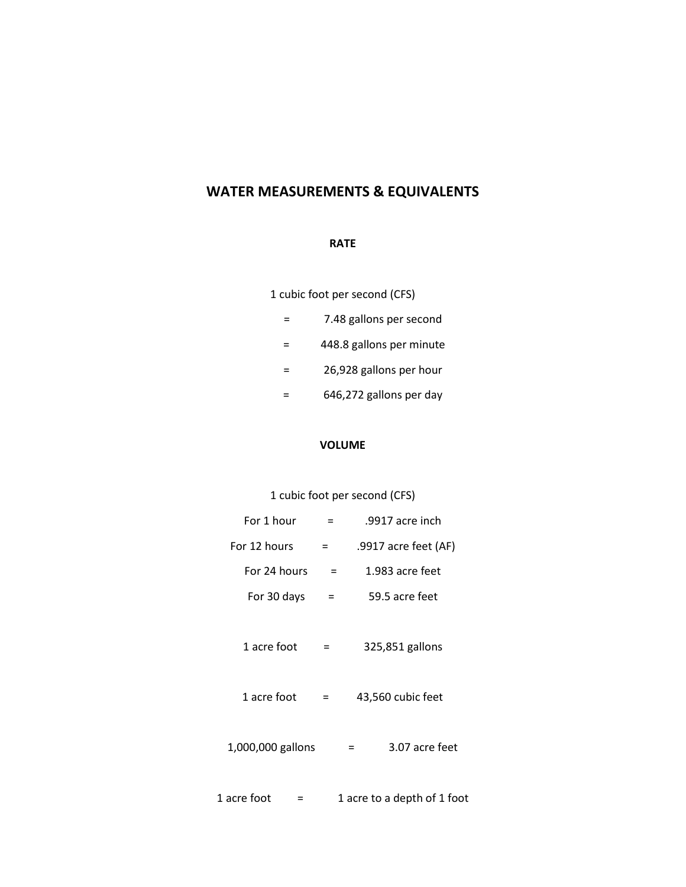# WATER MEASUREMENTS & EQUIVALENTS

## RATE

1 cubic foot per second (CFS)

= 7.48 gallons per second

= 448.8 gallons per minute

= 26,928 gallons per hour

= 646,272 gallons per day

## VOLUME

1 cubic foot per second (CFS)

For 1 hour = .9917 acre inch

For 12 hours = .9917 acre feet (AF)

For 24 hours = 1.983 acre feet

For 30 days = 59.5 acre feet

1 acre foot = 325,851 gallons

1 acre foot = 43,560 cubic feet

1,000,000 gallons = 3.07 acre feet

1 acre foot = 1 acre to a depth of 1 foot